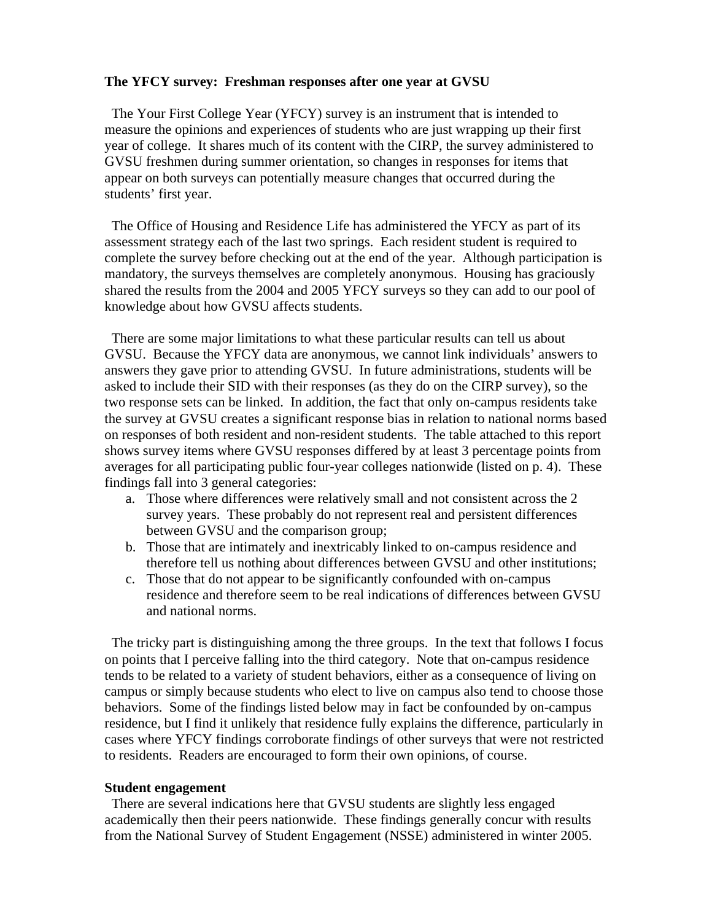**The YFCY survey: Freshman responses after one year at GVSU**

The Your First College Year (YFCY) survey is an instrument that is intended to measure the opinions and experiences of students who are just wrapping up their first year of college. It shares much of its content with the CIRP, the survey administered to GVSU freshmen during summer orientation, so changes in responses for items that appear on both surveys can potentially measure changes that occurred during the students' first year.

The Office of Housing and Residence Life has administered the YFCY as part of its assessment strategy each of the last two springs. Each resident student is required to complete the survey before checking out at the end of the year. Although participation is mandatory, the surveys themselves are completely anonymous. Housing has graciously shared the results from the 2004 and 2005 YFCY surveys so they can add to our pool of knowledge about how GVSU affects students.

There are some major limitations to what these particular results can tell us about GVSU. Because the YFCY data are anonymous, we cannot link individuals' answers to answers they gave prior to attending GVSU. In future administrations, students will be asked to include their SID with their responses (as they do on the CIRP survey), so the two response sets can be linked. In addition, the fact that only on-campus residents take the survey at GVSU creates a significant response bias in relation to national norms based on responses of both resident and non-resident students. The table attached to this report shows survey items where GVSU responses differed by at least 3 percentage points from averages for all participating public four-year colleges nationwide (listed on p. 4). These findings fall into 3 general categories:

a. Those where differences were relatively small and not consistent across the 2 survey years. These probably do not represent real and persistent differences between GVSU and the comparison group;
b. Those that are intimately and inextricably linked to on-campus residence and therefore tell us nothing about differences between GVSU and other institutions;
c. Those that do not appear to be significantly confounded with on-campus residence and therefore seem to be real indications of differences between GVSU and national norms.

The tricky part is distinguishing among the three groups. In the text that follows I focus on points that I perceive falling into the third category. Note that on-campus residence tends to be related to a variety of student behaviors, either as a consequence of living on campus or simply because students who elect to live on campus also tend to choose those behaviors. Some of the findings listed below may in fact be confounded by on-campus residence, but I find it unlikely that residence fully explains the difference, particularly in cases where YFCY findings corroborate findings of other surveys that were not restricted to residents. Readers are encouraged to form their own opinions, of course.

**Student engagement**

There are several indications here that GVSU students are slightly less engaged academically then their peers nationwide. These findings generally concur with results from the National Survey of Student Engagement (NSSE) administered in winter 2005.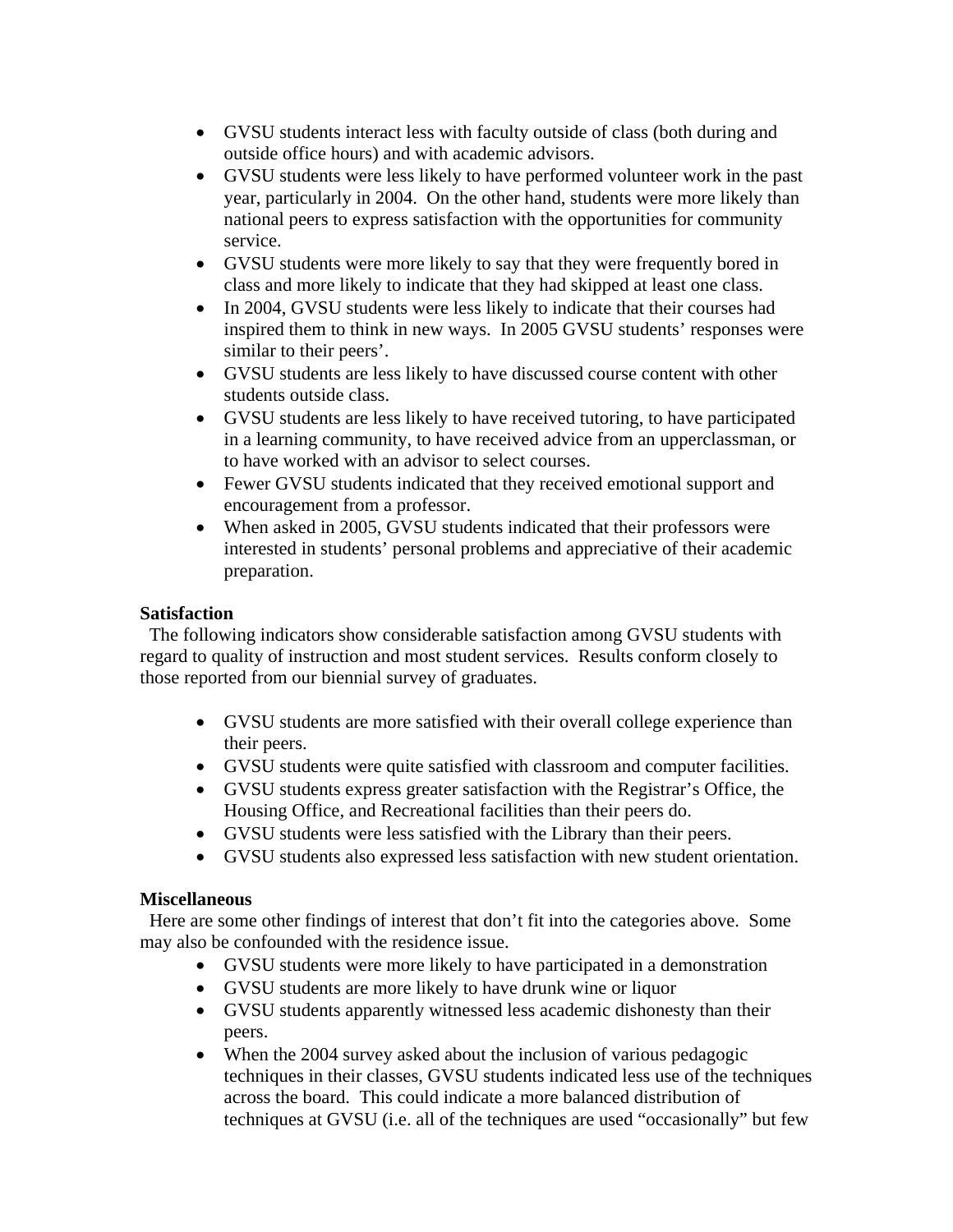- GVSU students interact less with faculty outside of class (both during and outside office hours) and with academic advisors.
- GVSU students were less likely to have performed volunteer work in the past year, particularly in 2004. On the other hand, students were more likely than national peers to express satisfaction with the opportunities for community service.
- GVSU students were more likely to say that they were frequently bored in class and more likely to indicate that they had skipped at least one class.
- In 2004, GVSU students were less likely to indicate that their courses had inspired them to think in new ways. In 2005 GVSU students' responses were similar to their peers'.
- GVSU students are less likely to have discussed course content with other students outside class.
- GVSU students are less likely to have received tutoring, to have participated in a learning community, to have received advice from an upperclassman, or to have worked with an advisor to select courses.
- Fewer GVSU students indicated that they received emotional support and encouragement from a professor.
- When asked in 2005, GVSU students indicated that their professors were interested in students' personal problems and appreciative of their academic preparation.

**Satisfaction**

The following indicators show considerable satisfaction among GVSU students with regard to quality of instruction and most student services. Results conform closely to those reported from our biennial survey of graduates.

- GVSU students are more satisfied with their overall college experience than their peers.
- GVSU students were quite satisfied with classroom and computer facilities.
- GVSU students express greater satisfaction with the Registrar's Office, the Housing Office, and Recreational facilities than their peers do.
- GVSU students were less satisfied with the Library than their peers.
- GVSU students also expressed less satisfaction with new student orientation.

**Miscellaneous**

Here are some other findings of interest that don't fit into the categories above. Some may also be confounded with the residence issue.

- GVSU students were more likely to have participated in a demonstration
- GVSU students are more likely to have drunk wine or liquor
- GVSU students apparently witnessed less academic dishonesty than their peers.
- When the 2004 survey asked about the inclusion of various pedagogic techniques in their classes, GVSU students indicated less use of the techniques across the board. This could indicate a more balanced distribution of techniques at GVSU (i.e. all of the techniques are used "occasionally" but few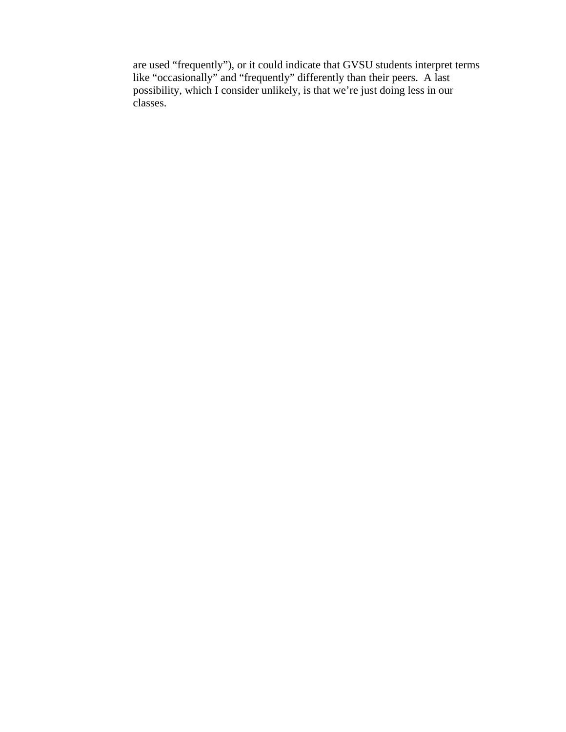are used “frequently”), or it could indicate that GVSU students interpret terms like “occasionally” and “frequently” differently than their peers.  A last possibility, which I consider unlikely, is that we’re just doing less in our classes.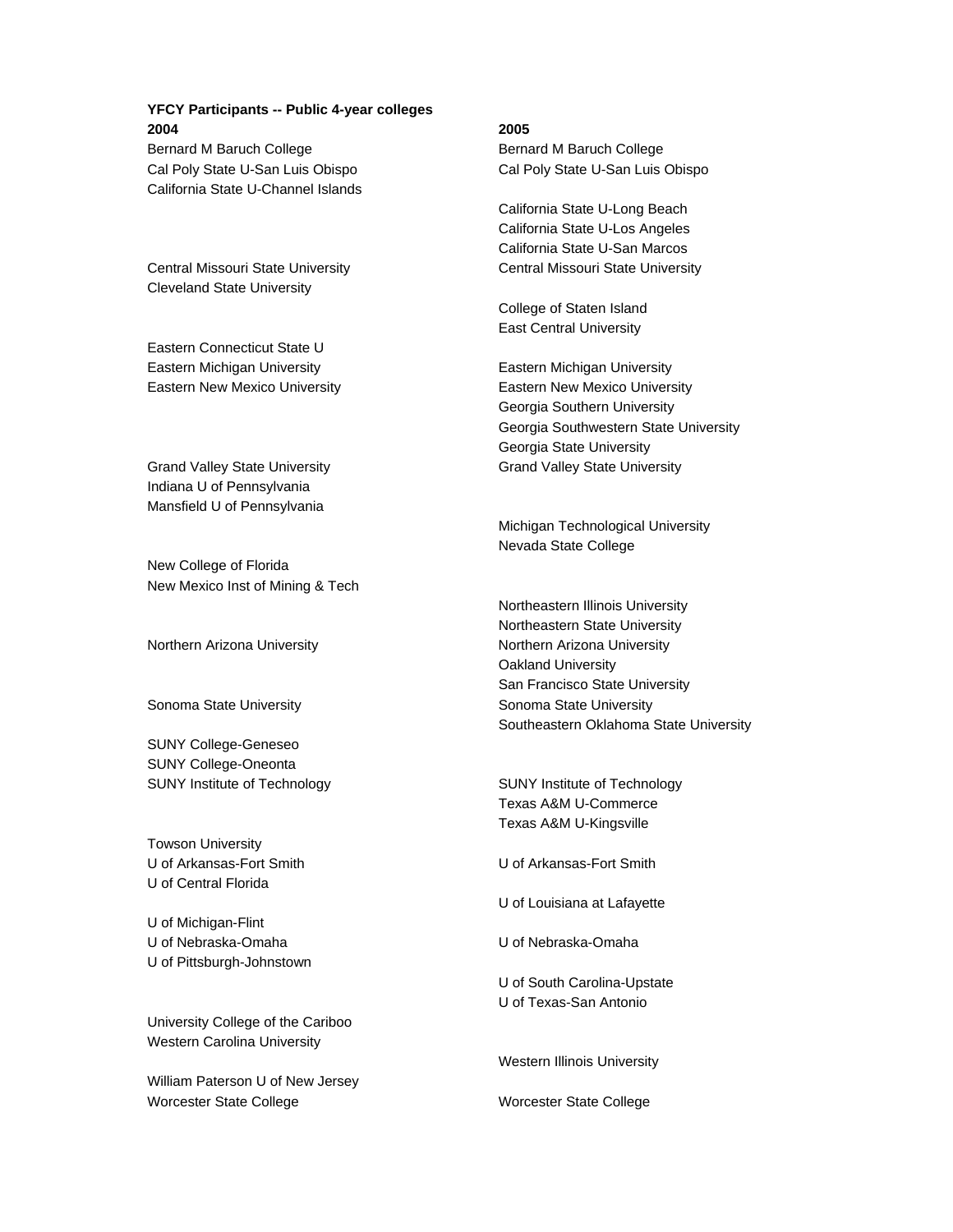**YFCY Participants -- Public 4-year colleges**

| 2004 | 2005 |
|---|---|
| Bernard M Baruch College | Bernard M Baruch College |
| Cal Poly State U-San Luis Obispo | Cal Poly State U-San Luis Obispo |
| California State U-Channel Islands | |
| | California State U-Long Beach |
| | California State U-Los Angeles |
| | California State U-San Marcos |
| Central Missouri State University | Central Missouri State University |
| Cleveland State University | |
| | College of Staten Island |
| | East Central University |
| Eastern Connecticut State U | |
| Eastern Michigan University | Eastern Michigan University |
| Eastern New Mexico University | Eastern New Mexico University |
| | Georgia Southern University |
| | Georgia Southwestern State University |
| | Georgia State University |
| Grand Valley State University | Grand Valley State University |
| Indiana U of Pennsylvania | |
| Mansfield U of Pennsylvania | |
| | Michigan Technological University |
| | Nevada State College |
| New College of Florida | |
| New Mexico Inst of Mining & Tech | |
| | Northeastern Illinois University |
| | Northeastern State University |
| Northern Arizona University | Northern Arizona University |
| | Oakland University |
| | San Francisco State University |
| Sonoma State University | Sonoma State University |
| | Southeastern Oklahoma State University |
| SUNY College-Geneseo | |
| SUNY College-Oneonta | |
| SUNY Institute of Technology | SUNY Institute of Technology |
| | Texas A&M U-Commerce |
| | Texas A&M U-Kingsville |
| Towson University | |
| U of Arkansas-Fort Smith | U of Arkansas-Fort Smith |
| U of Central Florida | |
| | U of Louisiana at Lafayette |
| U of Michigan-Flint | |
| U of Nebraska-Omaha | U of Nebraska-Omaha |
| U of Pittsburgh-Johnstown | |
| | U of South Carolina-Upstate |
| | U of Texas-San Antonio |
| University College of the Cariboo | |
| Western Carolina University | |
| | Western Illinois University |
| William Paterson U of New Jersey | |
| Worcester State College | Worcester State College |